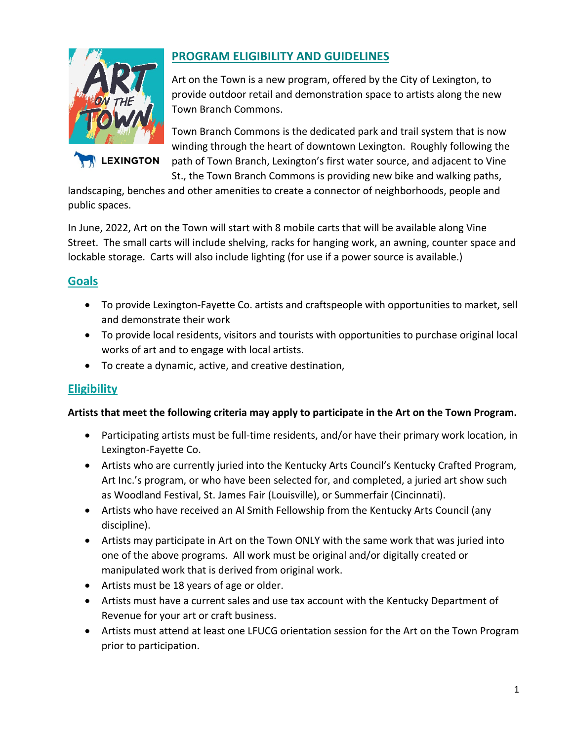## PROGRAM ELIGIBILITY AND GUIDELINES

Art on the Town is a new program, offered by the City of Lexington, to provide outdoor retail and demonstration space to artists along the new Town Branch Commons.

Town Branch Commons is the dedicated park and trail system that is now winding through the heart of downtown Lexington. Roughly following the path of Town Branch, Lexington's first water source, and adjacent to Vine St., the Town Branch Commons is providing new bike and walking paths, landscaping, benches and other amenities to create a connector of neighborhoods, people and public spaces.

In June, 2022, Art on the Town will start with 8 mobile carts that will be available along Vine Street. The small carts will include shelving, racks for hanging work, an awning, counter space and lockable storage. Carts will also include lighting (for use if a power source is available.)

## Goals

- To provide Lexington-Fayette Co. artists and craftspeople with opportunities to market, sell and demonstrate their work
- To provide local residents, visitors and tourists with opportunities to purchase original local works of art and to engage with local artists.
- To create a dynamic, active, and creative destination,

## Eligibility

**Artists that meet the following criteria may apply to participate in the Art on the Town Program.**

- Participating artists must be full-time residents, and/or have their primary work location, in Lexington-Fayette Co.
- Artists who are currently juried into the Kentucky Arts Council's Kentucky Crafted Program, Art Inc.'s program, or who have been selected for, and completed, a juried art show such as Woodland Festival, St. James Fair (Louisville), or Summerfair (Cincinnati).
- Artists who have received an Al Smith Fellowship from the Kentucky Arts Council (any discipline).
- Artists may participate in Art on the Town ONLY with the same work that was juried into one of the above programs. All work must be original and/or digitally created or manipulated work that is derived from original work.
- Artists must be 18 years of age or older.
- Artists must have a current sales and use tax account with the Kentucky Department of Revenue for your art or craft business.
- Artists must attend at least one LFUCG orientation session for the Art on the Town Program prior to participation.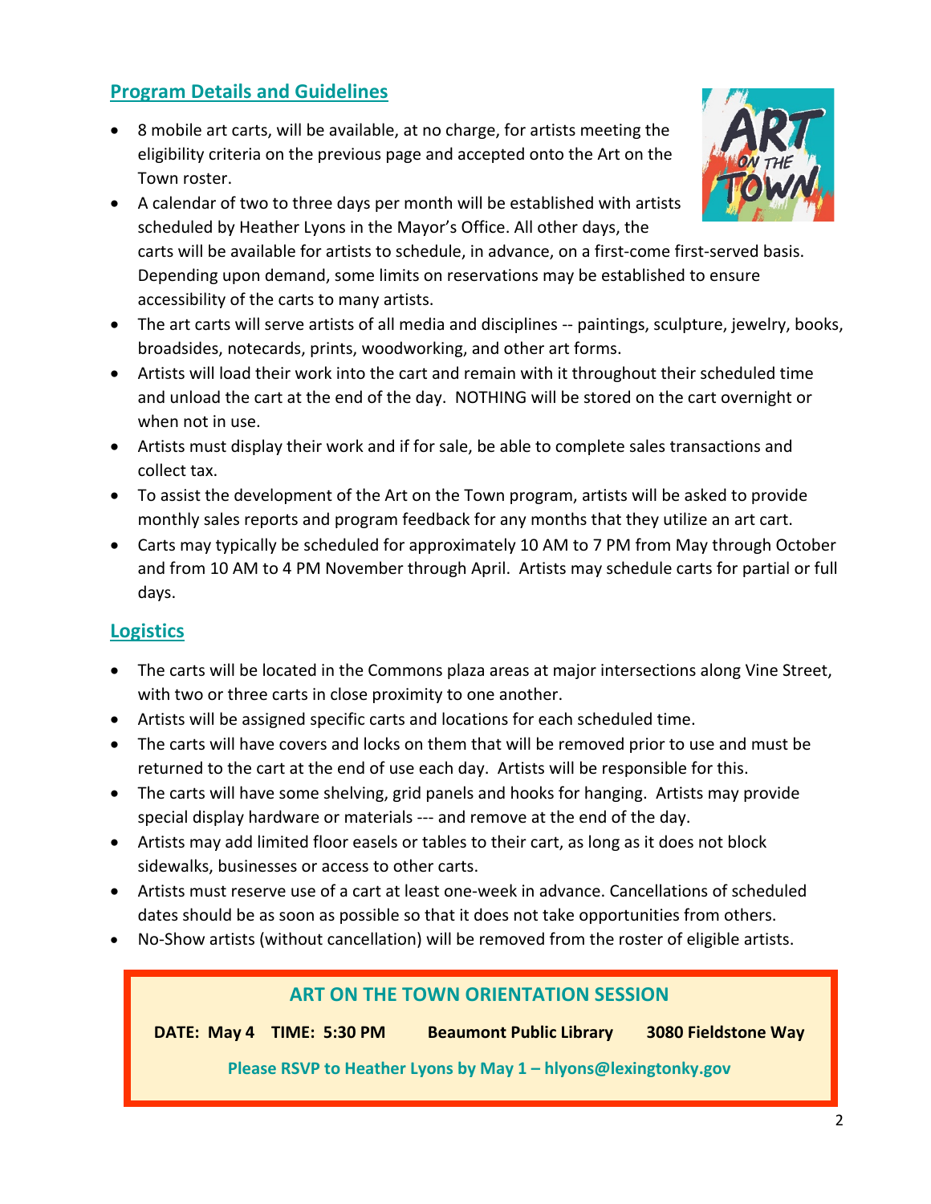## Program Details and Guidelines

- 8 mobile art carts, will be available, at no charge, for artists meeting the eligibility criteria on the previous page and accepted onto the Art on the Town roster.
- A calendar of two to three days per month will be established with artists scheduled by Heather Lyons in the Mayor's Office. All other days, the carts will be available for artists to schedule, in advance, on a first-come first-served basis. Depending upon demand, some limits on reservations may be established to ensure accessibility of the carts to many artists.
- The art carts will serve artists of all media and disciplines -- paintings, sculpture, jewelry, books, broadsides, notecards, prints, woodworking, and other art forms.
- Artists will load their work into the cart and remain with it throughout their scheduled time and unload the cart at the end of the day. NOTHING will be stored on the cart overnight or when not in use.
- Artists must display their work and if for sale, be able to complete sales transactions and collect tax.
- To assist the development of the Art on the Town program, artists will be asked to provide monthly sales reports and program feedback for any months that they utilize an art cart.
- Carts may typically be scheduled for approximately 10 AM to 7 PM from May through October and from 10 AM to 4 PM November through April. Artists may schedule carts for partial or full days.

## Logistics

- The carts will be located in the Commons plaza areas at major intersections along Vine Street, with two or three carts in close proximity to one another.
- Artists will be assigned specific carts and locations for each scheduled time.
- The carts will have covers and locks on them that will be removed prior to use and must be returned to the cart at the end of use each day. Artists will be responsible for this.
- The carts will have some shelving, grid panels and hooks for hanging. Artists may provide special display hardware or materials --- and remove at the end of the day.
- Artists may add limited floor easels or tables to their cart, as long as it does not block sidewalks, businesses or access to other carts.
- Artists must reserve use of a cart at least one-week in advance. Cancellations of scheduled dates should be as soon as possible so that it does not take opportunities from others.
- No-Show artists (without cancellation) will be removed from the roster of eligible artists.

### ART ON THE TOWN ORIENTATION SESSION

**DATE: May 4 TIME: 5:30 PM Beaumont Public Library 3080 Fieldstone Way**

**Please RSVP to Heather Lyons by May 1 – hlyons@lexingtonky.gov**